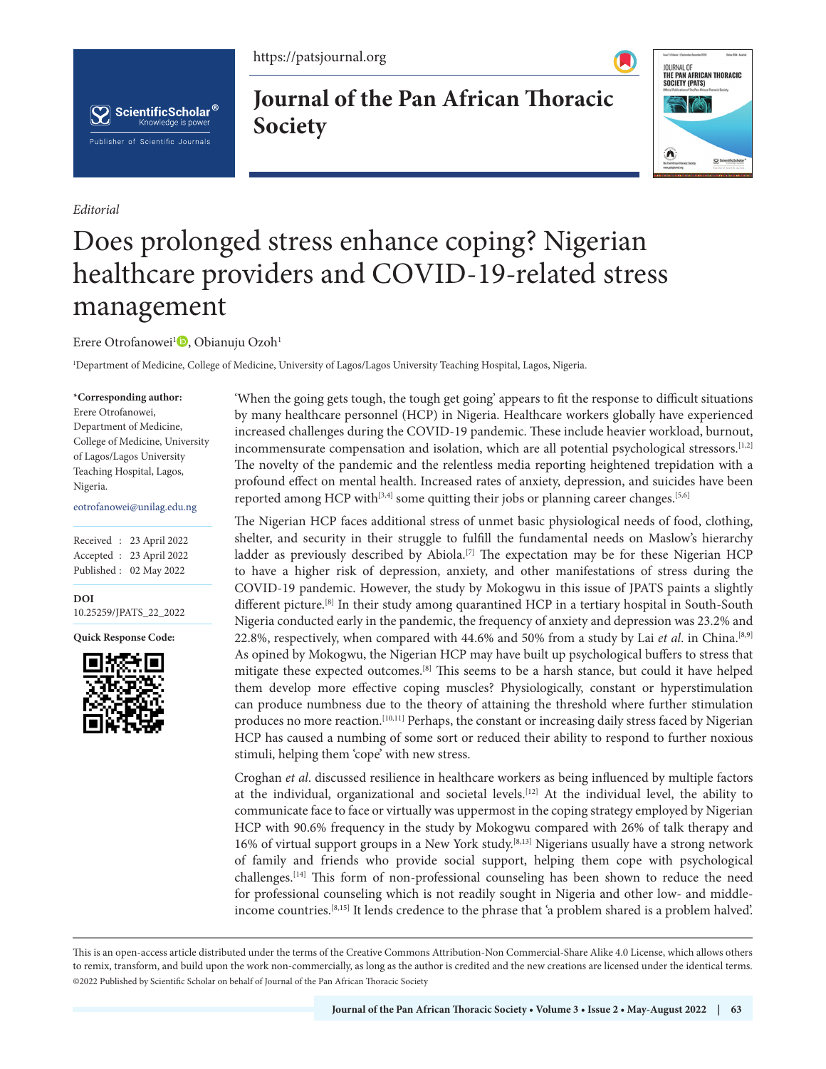*Editorial*

# Does prolonged stress enhance coping? Nigerian healthcare providers and COVID-19-related stress management

Erere Otrofanowei[1], Obianuju Ozoh[1]

[1]Department of Medicine, College of Medicine, University of Lagos/Lagos University Teaching Hospital, Lagos, Nigeria.

**\*Corresponding author:**
Erere Otrofanowei,
Department of Medicine,
College of Medicine, University of Lagos/Lagos University Teaching Hospital, Lagos,
Nigeria.

eotrofanowei@unilag.edu.ng

Received : 23 April 2022
Accepted : 23 April 2022
Published : 02 May 2022

**DOI**
10.25259/JPATS_22_2022

**Quick Response Code:**

'When the going gets tough, the tough get going' appears to fit the response to difficult situations by many healthcare personnel (HCP) in Nigeria. Healthcare workers globally have experienced increased challenges during the COVID-19 pandemic. These include heavier workload, burnout, incommensurate compensation and isolation, which are all potential psychological stressors.[1,2] The novelty of the pandemic and the relentless media reporting heightened trepidation with a profound effect on mental health. Increased rates of anxiety, depression, and suicides have been reported among HCP with[3,4] some quitting their jobs or planning career changes.[5,6]

The Nigerian HCP faces additional stress of unmet basic physiological needs of food, clothing, shelter, and security in their struggle to fulfill the fundamental needs on Maslow's hierarchy ladder as previously described by Abiola.[7] The expectation may be for these Nigerian HCP to have a higher risk of depression, anxiety, and other manifestations of stress during the COVID-19 pandemic. However, the study by Mokogwu in this issue of JPATS paints a slightly different picture.[8] In their study among quarantined HCP in a tertiary hospital in South-South Nigeria conducted early in the pandemic, the frequency of anxiety and depression was 23.2% and 22.8%, respectively, when compared with 44.6% and 50% from a study by Lai *et al*. in China.[8,9] As opined by Mokogwu, the Nigerian HCP may have built up psychological buffers to stress that mitigate these expected outcomes.[8] This seems to be a harsh stance, but could it have helped them develop more effective coping muscles? Physiologically, constant or hyperstimulation can produce numbness due to the theory of attaining the threshold where further stimulation produces no more reaction.[10,11] Perhaps, the constant or increasing daily stress faced by Nigerian HCP has caused a numbing of some sort or reduced their ability to respond to further noxious stimuli, helping them 'cope' with new stress.

Croghan *et al*. discussed resilience in healthcare workers as being influenced by multiple factors at the individual, organizational and societal levels.[12] At the individual level, the ability to communicate face to face or virtually was uppermost in the coping strategy employed by Nigerian HCP with 90.6% frequency in the study by Mokogwu compared with 26% of talk therapy and 16% of virtual support groups in a New York study.[8,13] Nigerians usually have a strong network of family and friends who provide social support, helping them cope with psychological challenges.[14] This form of non-professional counseling has been shown to reduce the need for professional counseling which is not readily sought in Nigeria and other low- and middle-income countries.[8,15] It lends credence to the phrase that 'a problem shared is a problem halved'.

This is an open-access article distributed under the terms of the Creative Commons Attribution-Non Commercial-Share Alike 4.0 License, which allows others to remix, transform, and build upon the work non-commercially, as long as the author is credited and the new creations are licensed under the identical terms.
©2022 Published by Scientific Scholar on behalf of Journal of the Pan African Thoracic Society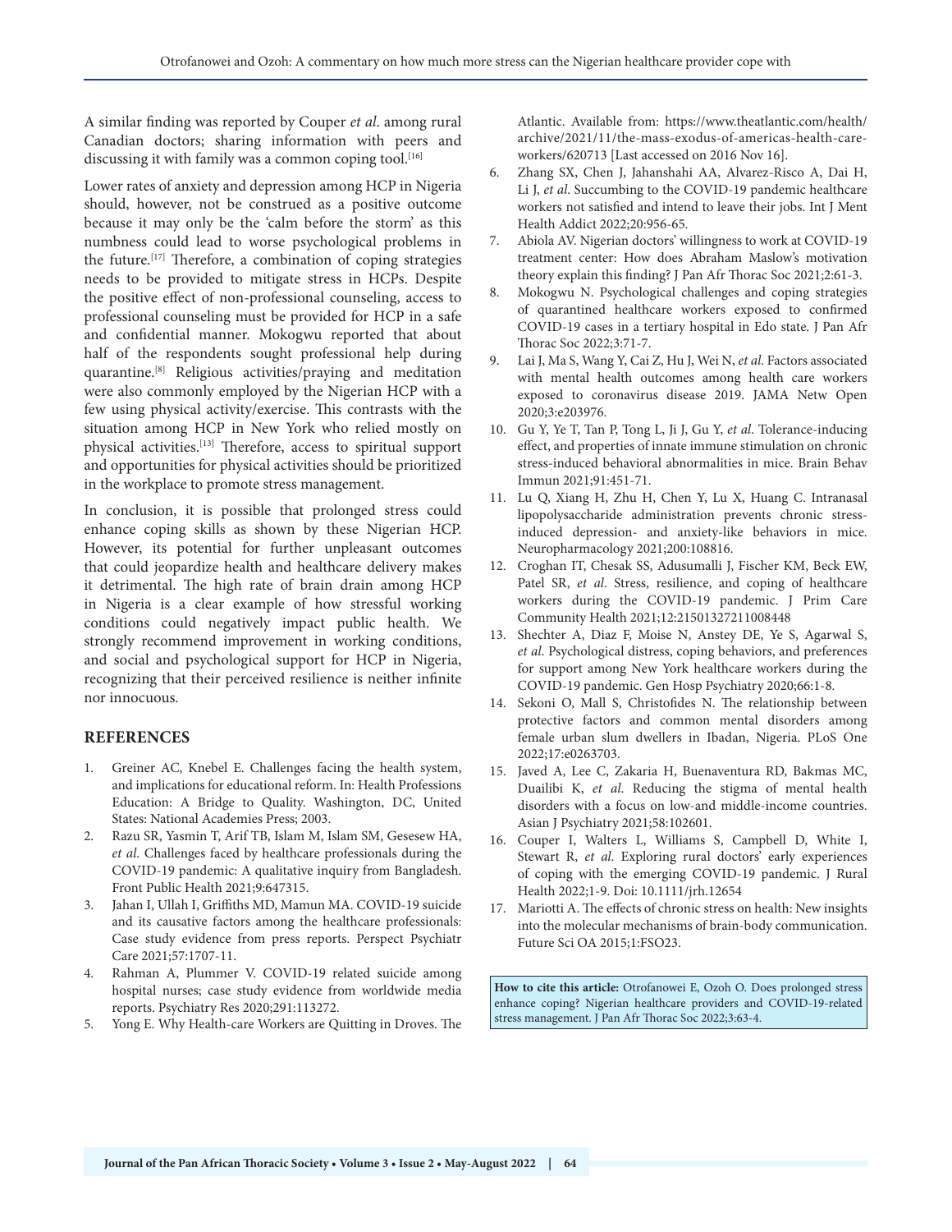A similar finding was reported by Couper *et al*. among rural Canadian doctors; sharing information with peers and discussing it with family was a common coping tool.[16]

Lower rates of anxiety and depression among HCP in Nigeria should, however, not be construed as a positive outcome because it may only be the 'calm before the storm' as this numbness could lead to worse psychological problems in the future.[17] Therefore, a combination of coping strategies needs to be provided to mitigate stress in HCPs. Despite the positive effect of non-professional counseling, access to professional counseling must be provided for HCP in a safe and confidential manner. Mokogwu reported that about half of the respondents sought professional help during quarantine.[8] Religious activities/praying and meditation were also commonly employed by the Nigerian HCP with a few using physical activity/exercise. This contrasts with the situation among HCP in New York who relied mostly on physical activities.[13] Therefore, access to spiritual support and opportunities for physical activities should be prioritized in the workplace to promote stress management.

In conclusion, it is possible that prolonged stress could enhance coping skills as shown by these Nigerian HCP. However, its potential for further unpleasant outcomes that could jeopardize health and healthcare delivery makes it detrimental. The high rate of brain drain among HCP in Nigeria is a clear example of how stressful working conditions could negatively impact public health. We strongly recommend improvement in working conditions, and social and psychological support for HCP in Nigeria, recognizing that their perceived resilience is neither infinite nor innocuous.

## REFERENCES

1. Greiner AC, Knebel E. Challenges facing the health system, and implications for educational reform. In: Health Professions Education: A Bridge to Quality. Washington, DC, United States: National Academies Press; 2003.
2. Razu SR, Yasmin T, Arif TB, Islam M, Islam SM, Gesesew HA, *et al*. Challenges faced by healthcare professionals during the COVID-19 pandemic: A qualitative inquiry from Bangladesh. Front Public Health 2021;9:647315.
3. Jahan I, Ullah I, Griffiths MD, Mamun MA. COVID-19 suicide and its causative factors among the healthcare professionals: Case study evidence from press reports. Perspect Psychiatr Care 2021;57:1707-11.
4. Rahman A, Plummer V. COVID-19 related suicide among hospital nurses; case study evidence from worldwide media reports. Psychiatry Res 2020;291:113272.
5. Yong E. Why Health-care Workers are Quitting in Droves. The Atlantic. Available from: https://www.theatlantic.com/health/archive/2021/11/the-mass-exodus-of-americas-health-care-workers/620713 [Last accessed on 2016 Nov 16].
6. Zhang SX, Chen J, Jahanshahi AA, Alvarez-Risco A, Dai H, Li J, *et al*. Succumbing to the COVID-19 pandemic healthcare workers not satisfied and intend to leave their jobs. Int J Ment Health Addict 2022;20:956-65.
7. Abiola AV. Nigerian doctors' willingness to work at COVID-19 treatment center: How does Abraham Maslow's motivation theory explain this finding? J Pan Afr Thorac Soc 2021;2:61-3.
8. Mokogwu N. Psychological challenges and coping strategies of quarantined healthcare workers exposed to confirmed COVID-19 cases in a tertiary hospital in Edo state. J Pan Afr Thorac Soc 2022;3:71-7.
9. Lai J, Ma S, Wang Y, Cai Z, Hu J, Wei N, *et al*. Factors associated with mental health outcomes among health care workers exposed to coronavirus disease 2019. JAMA Netw Open 2020;3:e203976.
10. Gu Y, Ye T, Tan P, Tong L, Ji J, Gu Y, *et al*. Tolerance-inducing effect, and properties of innate immune stimulation on chronic stress-induced behavioral abnormalities in mice. Brain Behav Immun 2021;91:451-71.
11. Lu Q, Xiang H, Zhu H, Chen Y, Lu X, Huang C. Intranasal lipopolysaccharide administration prevents chronic stress-induced depression- and anxiety-like behaviors in mice. Neuropharmacology 2021;200:108816.
12. Croghan IT, Chesak SS, Adusumalli J, Fischer KM, Beck EW, Patel SR, *et al*. Stress, resilience, and coping of healthcare workers during the COVID-19 pandemic. J Prim Care Community Health 2021;12:21501327211008448
13. Shechter A, Diaz F, Moise N, Anstey DE, Ye S, Agarwal S, *et al*. Psychological distress, coping behaviors, and preferences for support among New York healthcare workers during the COVID-19 pandemic. Gen Hosp Psychiatry 2020;66:1-8.
14. Sekoni O, Mall S, Christofides N. The relationship between protective factors and common mental disorders among female urban slum dwellers in Ibadan, Nigeria. PLoS One 2022;17:e0263703.
15. Javed A, Lee C, Zakaria H, Buenaventura RD, Bakmas MC, Duailibi K, *et al*. Reducing the stigma of mental health disorders with a focus on low-and middle-income countries. Asian J Psychiatry 2021;58:102601.
16. Couper I, Walters L, Williams S, Campbell D, White I, Stewart R, *et al*. Exploring rural doctors' early experiences of coping with the emerging COVID-19 pandemic. J Rural Health 2022;1-9. Doi: 10.1111/jrh.12654
17. Mariotti A. The effects of chronic stress on health: New insights into the molecular mechanisms of brain-body communication. Future Sci OA 2015;1:FSO23.

**How to cite this article:** Otrofanowei E, Ozoh O. Does prolonged stress enhance coping? Nigerian healthcare providers and COVID-19-related stress management. J Pan Afr Thorac Soc 2022;3:63-4.